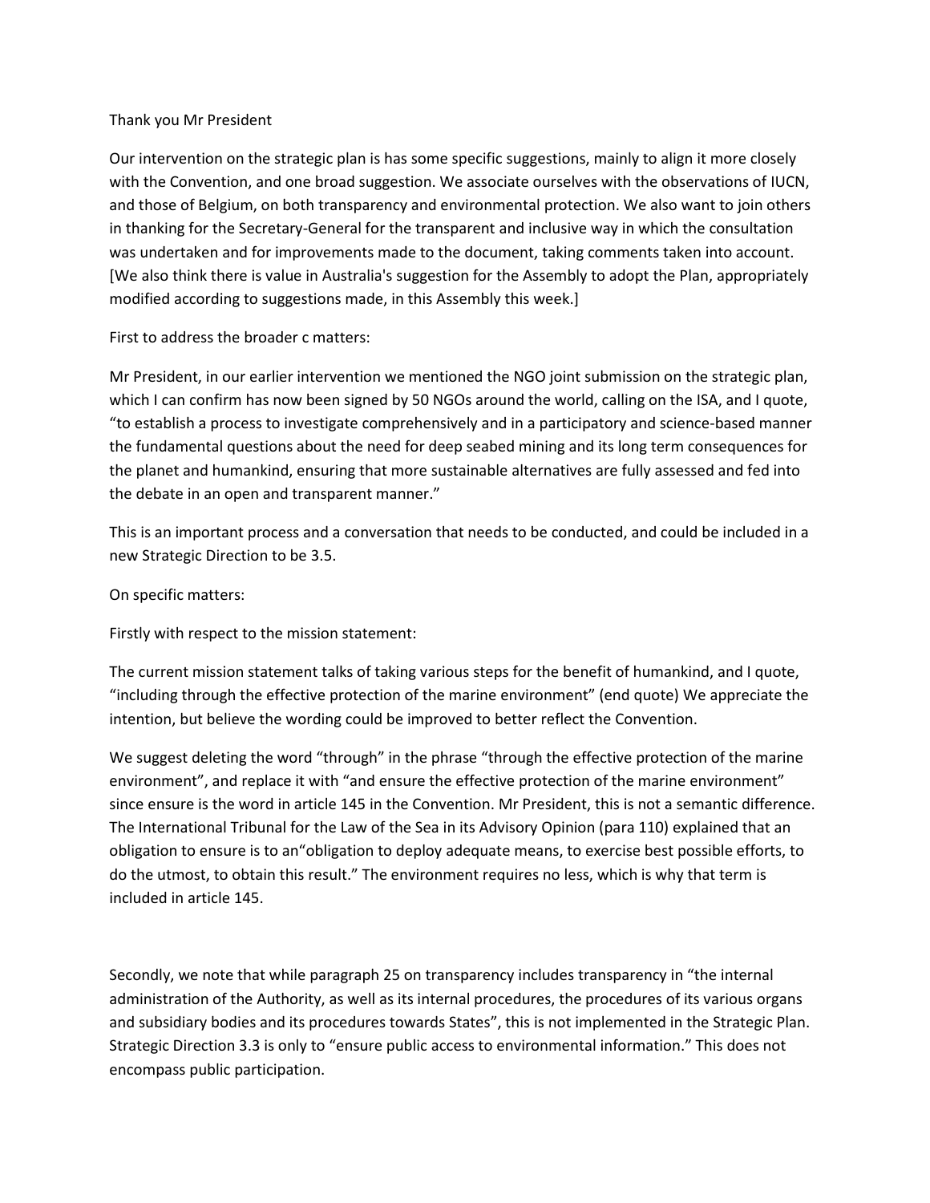Thank you Mr President

Our intervention on the strategic plan is has some specific suggestions, mainly to align it more closely with the Convention, and one broad suggestion. We associate ourselves with the observations of IUCN, and those of Belgium, on both transparency and environmental protection. We also want to join others in thanking for the Secretary-General for the transparent and inclusive way in which the consultation was undertaken and for improvements made to the document, taking comments taken into account. [We also think there is value in Australia's suggestion for the Assembly to adopt the Plan, appropriately modified according to suggestions made, in this Assembly this week.]

First to address the broader c matters:

Mr President, in our earlier intervention we mentioned the NGO joint submission on the strategic plan, which I can confirm has now been signed by 50 NGOs around the world, calling on the ISA, and I quote, "to establish a process to investigate comprehensively and in a participatory and science-based manner the fundamental questions about the need for deep seabed mining and its long term consequences for the planet and humankind, ensuring that more sustainable alternatives are fully assessed and fed into the debate in an open and transparent manner."

This is an important process and a conversation that needs to be conducted, and could be included in a new Strategic Direction to be 3.5.

On specific matters:

Firstly with respect to the mission statement:

The current mission statement talks of taking various steps for the benefit of humankind, and I quote, "including through the effective protection of the marine environment" (end quote) We appreciate the intention, but believe the wording could be improved to better reflect the Convention.

We suggest deleting the word "through" in the phrase "through the effective protection of the marine environment", and replace it with "and ensure the effective protection of the marine environment" since ensure is the word in article 145 in the Convention. Mr President, this is not a semantic difference. The International Tribunal for the Law of the Sea in its Advisory Opinion (para 110) explained that an obligation to ensure is to an"obligation to deploy adequate means, to exercise best possible efforts, to do the utmost, to obtain this result." The environment requires no less, which is why that term is included in article 145.

Secondly, we note that while paragraph 25 on transparency includes transparency in "the internal administration of the Authority, as well as its internal procedures, the procedures of its various organs and subsidiary bodies and its procedures towards States", this is not implemented in the Strategic Plan. Strategic Direction 3.3 is only to "ensure public access to environmental information." This does not encompass public participation.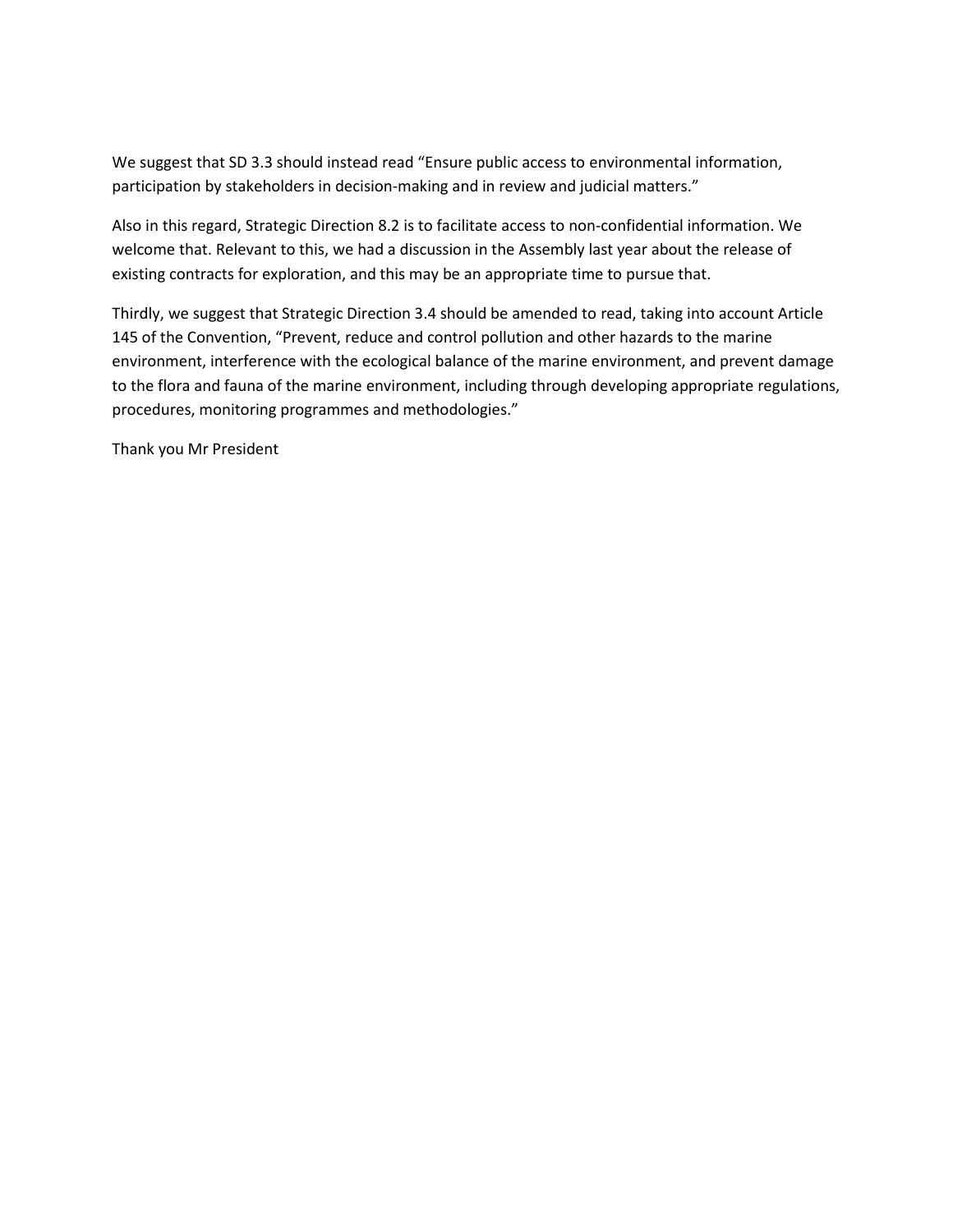We suggest that SD 3.3 should instead read “Ensure public access to environmental information, participation by stakeholders in decision-making and in review and judicial matters.”

Also in this regard, Strategic Direction 8.2 is to facilitate access to non-confidential information. We welcome that. Relevant to this, we had a discussion in the Assembly last year about the release of existing contracts for exploration, and this may be an appropriate time to pursue that.

Thirdly, we suggest that Strategic Direction 3.4 should be amended to read, taking into account Article 145 of the Convention, “Prevent, reduce and control pollution and other hazards to the marine environment, interference with the ecological balance of the marine environment, and prevent damage to the flora and fauna of the marine environment, including through developing appropriate regulations, procedures, monitoring programmes and methodologies.”

Thank you Mr President